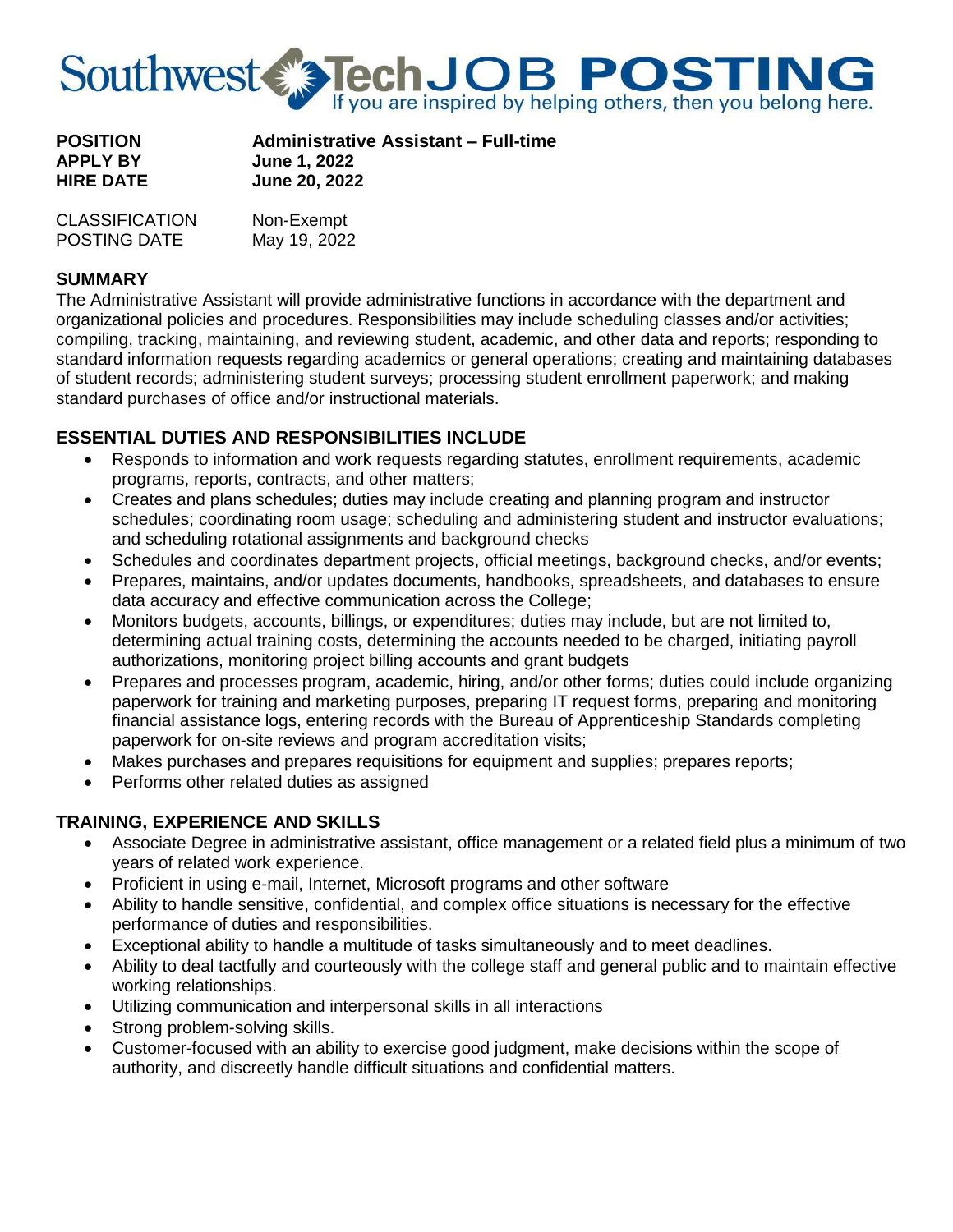# Southwest Tech JOB POSTING

If you are inspired by helping others, then you belong here.

| | |
|---|---|
| **POSITION** | **Administrative Assistant – Full-time** |
| **APPLY BY** | **June 1, 2022** |
| **HIRE DATE** | **June 20, 2022** |
| CLASSIFICATION | Non-Exempt |
| POSTING DATE | May 19, 2022 |

## SUMMARY

The Administrative Assistant will provide administrative functions in accordance with the department and organizational policies and procedures. Responsibilities may include scheduling classes and/or activities; compiling, tracking, maintaining, and reviewing student, academic, and other data and reports; responding to standard information requests regarding academics or general operations; creating and maintaining databases of student records; administering student surveys; processing student enrollment paperwork; and making standard purchases of office and/or instructional materials.

## ESSENTIAL DUTIES AND RESPONSIBILITIES INCLUDE

- Responds to information and work requests regarding statutes, enrollment requirements, academic programs, reports, contracts, and other matters;
- Creates and plans schedules; duties may include creating and planning program and instructor schedules; coordinating room usage; scheduling and administering student and instructor evaluations; and scheduling rotational assignments and background checks
- Schedules and coordinates department projects, official meetings, background checks, and/or events;
- Prepares, maintains, and/or updates documents, handbooks, spreadsheets, and databases to ensure data accuracy and effective communication across the College;
- Monitors budgets, accounts, billings, or expenditures; duties may include, but are not limited to, determining actual training costs, determining the accounts needed to be charged, initiating payroll authorizations, monitoring project billing accounts and grant budgets
- Prepares and processes program, academic, hiring, and/or other forms; duties could include organizing paperwork for training and marketing purposes, preparing IT request forms, preparing and monitoring financial assistance logs, entering records with the Bureau of Apprenticeship Standards completing paperwork for on-site reviews and program accreditation visits;
- Makes purchases and prepares requisitions for equipment and supplies; prepares reports;
- Performs other related duties as assigned

## TRAINING, EXPERIENCE AND SKILLS

- Associate Degree in administrative assistant, office management or a related field plus a minimum of two years of related work experience.
- Proficient in using e-mail, Internet, Microsoft programs and other software
- Ability to handle sensitive, confidential, and complex office situations is necessary for the effective performance of duties and responsibilities.
- Exceptional ability to handle a multitude of tasks simultaneously and to meet deadlines.
- Ability to deal tactfully and courteously with the college staff and general public and to maintain effective working relationships.
- Utilizing communication and interpersonal skills in all interactions
- Strong problem-solving skills.
- Customer-focused with an ability to exercise good judgment, make decisions within the scope of authority, and discreetly handle difficult situations and confidential matters.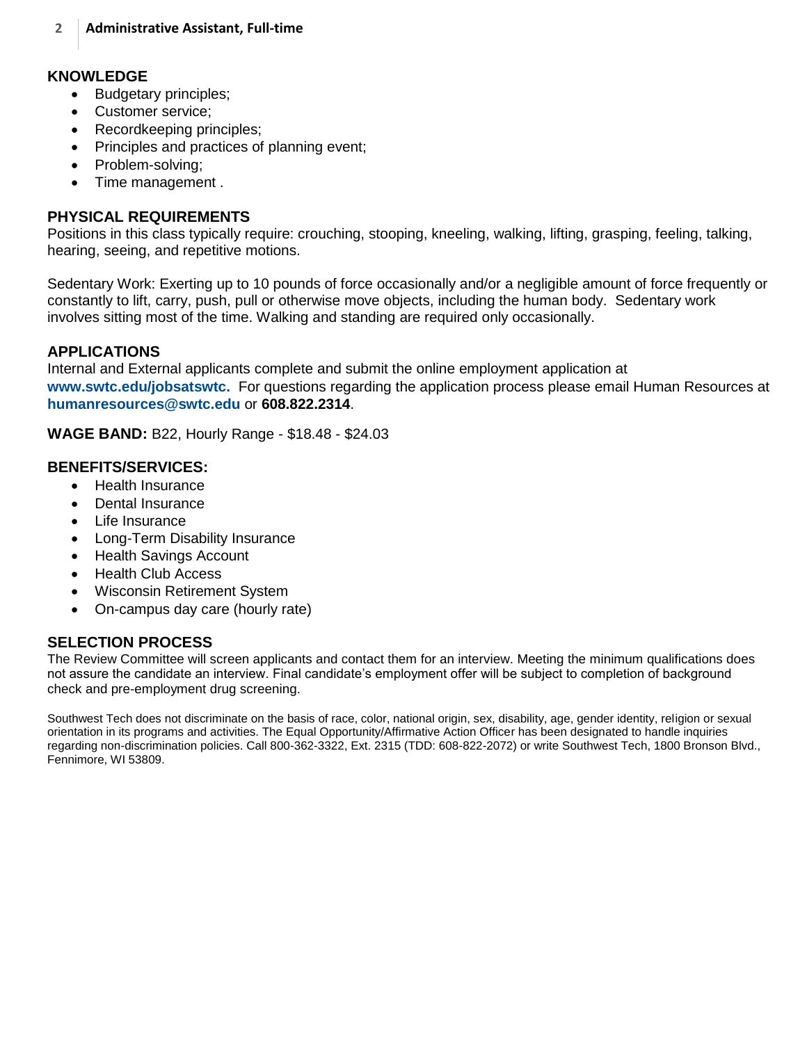## KNOWLEDGE

- Budgetary principles;
- Customer service;
- Recordkeeping principles;
- Principles and practices of planning event;
- Problem-solving;
- Time management .

## PHYSICAL REQUIREMENTS

Positions in this class typically require: crouching, stooping, kneeling, walking, lifting, grasping, feeling, talking, hearing, seeing, and repetitive motions.

Sedentary Work: Exerting up to 10 pounds of force occasionally and/or a negligible amount of force frequently or constantly to lift, carry, push, pull or otherwise move objects, including the human body. Sedentary work involves sitting most of the time. Walking and standing are required only occasionally.

## APPLICATIONS

Internal and External applicants complete and submit the online employment application at **www.swtc.edu/jobsatswtc.** For questions regarding the application process please email Human Resources at **humanresources@swtc.edu** or **608.822.2314**.

**WAGE BAND:** B22, Hourly Range - $18.48 - $24.03

## BENEFITS/SERVICES:

- Health Insurance
- Dental Insurance
- Life Insurance
- Long-Term Disability Insurance
- Health Savings Account
- Health Club Access
- Wisconsin Retirement System
- On-campus day care (hourly rate)

## SELECTION PROCESS

The Review Committee will screen applicants and contact them for an interview. Meeting the minimum qualifications does not assure the candidate an interview. Final candidate's employment offer will be subject to completion of background check and pre-employment drug screening.

Southwest Tech does not discriminate on the basis of race, color, national origin, sex, disability, age, gender identity, religion or sexual orientation in its programs and activities. The Equal Opportunity/Affirmative Action Officer has been designated to handle inquiries regarding non-discrimination policies. Call 800-362-3322, Ext. 2315 (TDD: 608-822-2072) or write Southwest Tech, 1800 Bronson Blvd., Fennimore, WI 53809.